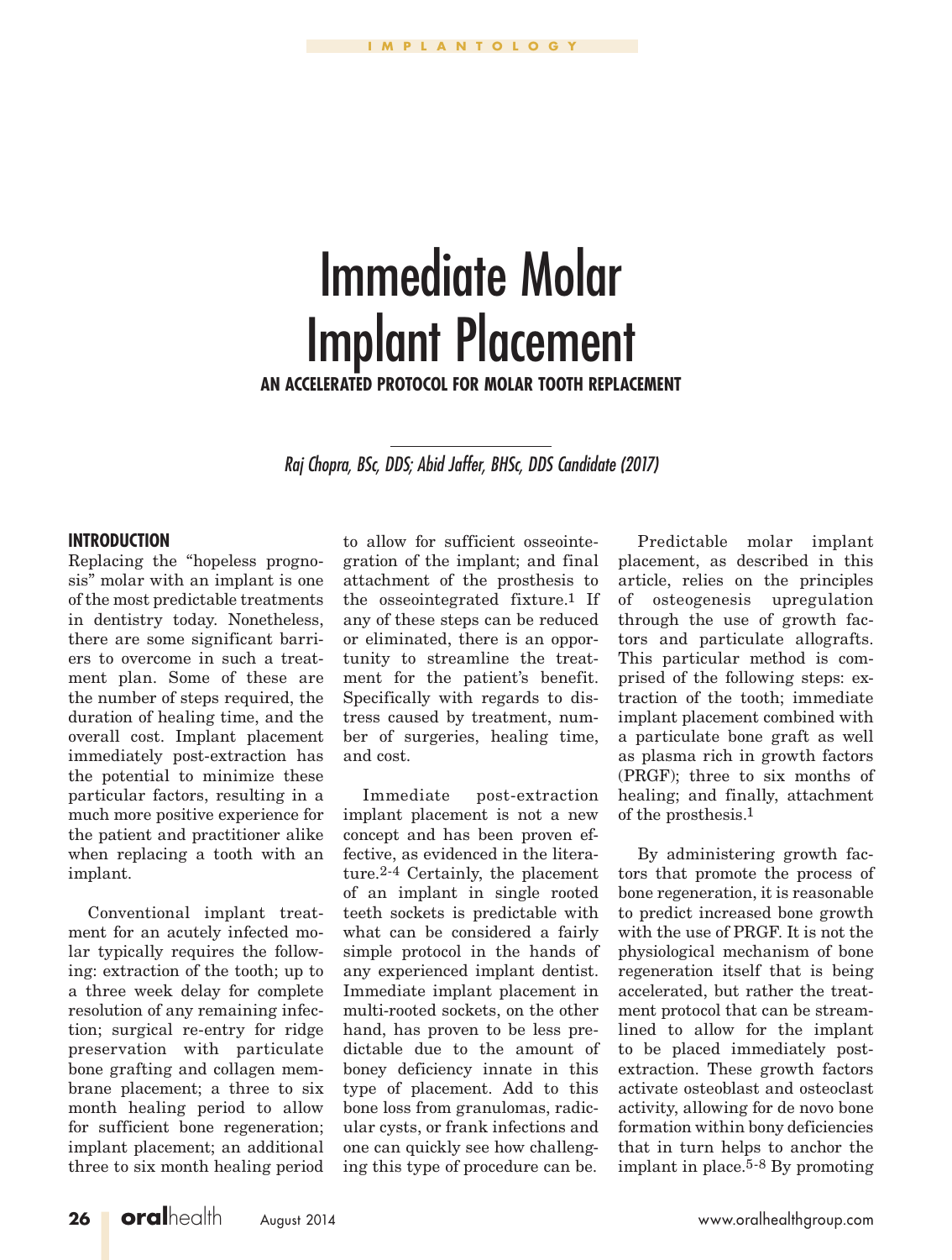# Immediate Molar Implant Placement

**AN ACCELERATED PROTOCOL FOR MOLAR TOOTH REPLACEMENT**

*Raj Chopra, BSc, DDS; Abid Jaffer, BHSc, DDS Candidate (2017)*

## INTRODUCTION

Replacing the "hopeless prognosis" molar with an implant is one of the most predictable treatments in dentistry today. Nonetheless, there are some significant barriers to overcome in such a treatment plan. Some of these are the number of steps required, the duration of healing time, and the overall cost. Implant placement immediately post-extraction has the potential to minimize these particular factors, resulting in a much more positive experience for the patient and practitioner alike when replacing a tooth with an implant.

Conventional implant treatment for an acutely infected molar typically requires the following: extraction of the tooth; up to a three week delay for complete resolution of any remaining infection; surgical re-entry for ridge preservation with particulate bone grafting and collagen membrane placement; a three to six month healing period to allow for sufficient bone regeneration; implant placement; an additional three to six month healing period to allow for sufficient osseointegration of the implant; and final attachment of the prosthesis to the osseointegrated fixture.[1] If any of these steps can be reduced or eliminated, there is an opportunity to streamline the treatment for the patient's benefit. Specifically with regards to distress caused by treatment, number of surgeries, healing time, and cost.

Immediate post-extraction implant placement is not a new concept and has been proven effective, as evidenced in the literature.[2-4] Certainly, the placement of an implant in single rooted teeth sockets is predictable with what can be considered a fairly simple protocol in the hands of any experienced implant dentist. Immediate implant placement in multi-rooted sockets, on the other hand, has proven to be less predictable due to the amount of boney deficiency innate in this type of placement. Add to this bone loss from granulomas, radicular cysts, or frank infections and one can quickly see how challenging this type of procedure can be.

Predictable molar implant placement, as described in this article, relies on the principles of osteogenesis upregulation through the use of growth factors and particulate allografts. This particular method is comprised of the following steps: extraction of the tooth; immediate implant placement combined with a particulate bone graft as well as plasma rich in growth factors (PRGF); three to six months of healing; and finally, attachment of the prosthesis.[1]

By administering growth factors that promote the process of bone regeneration, it is reasonable to predict increased bone growth with the use of PRGF. It is not the physiological mechanism of bone regeneration itself that is being accelerated, but rather the treatment protocol that can be streamlined to allow for the implant to be placed immediately post-extraction. These growth factors activate osteoblast and osteoclast activity, allowing for de novo bone formation within bony deficiencies that in turn helps to anchor the implant in place.[5-8] By promoting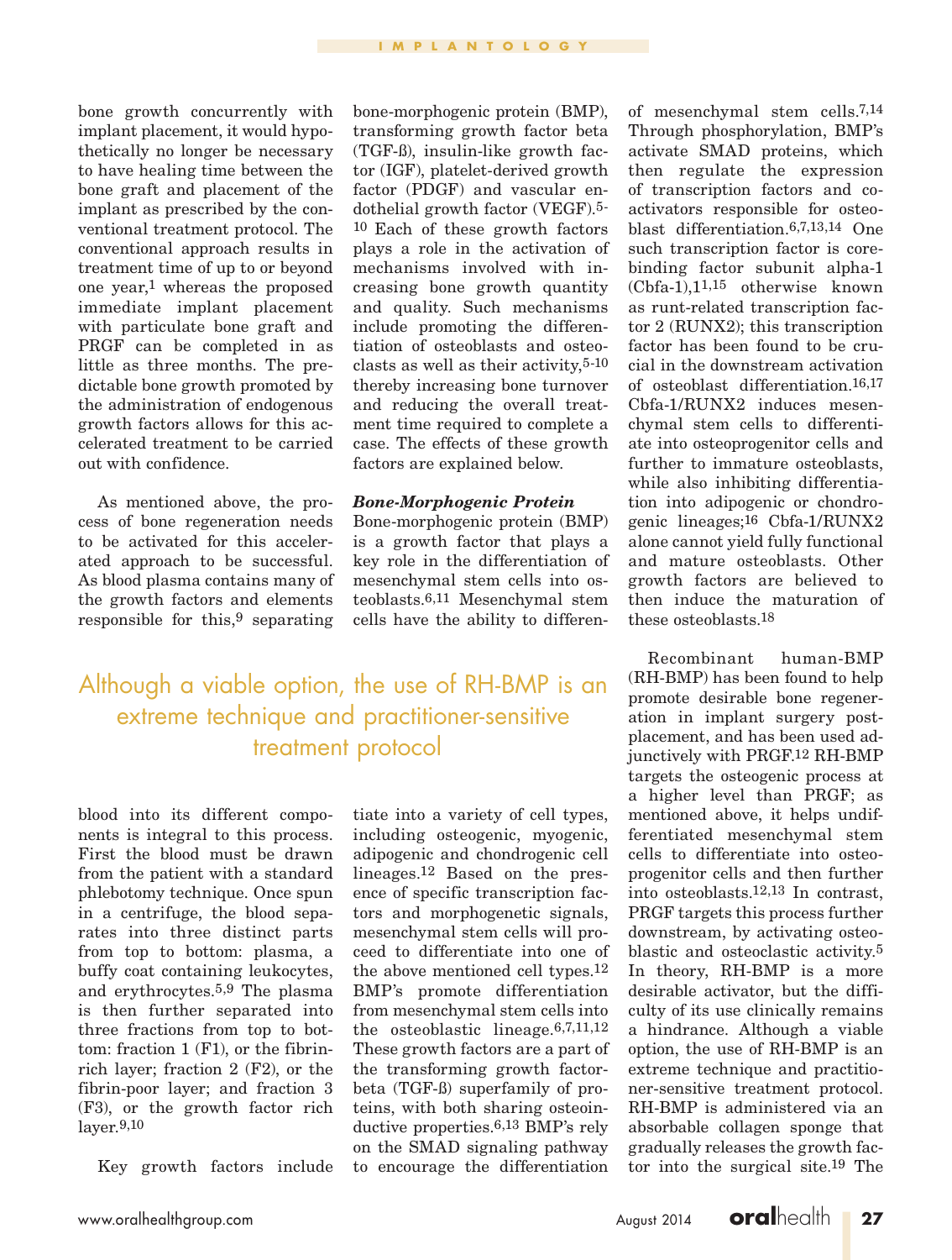bone growth concurrently with implant placement, it would hypothetically no longer be necessary to have healing time between the bone graft and placement of the implant as prescribed by the conventional treatment protocol. The conventional approach results in treatment time of up to or beyond one year,[1] whereas the proposed immediate implant placement with particulate bone graft and PRGF can be completed in as little as three months. The predictable bone growth promoted by the administration of endogenous growth factors allows for this accelerated treatment to be carried out with confidence.

As mentioned above, the process of bone regeneration needs to be activated for this accelerated approach to be successful. As blood plasma contains many of the growth factors and elements responsible for this,[9] separating blood into its different components is integral to this process. First the blood must be drawn from the patient with a standard phlebotomy technique. Once spun in a centrifuge, the blood separates into three distinct parts from top to bottom: plasma, a buffy coat containing leukocytes, and erythrocytes.[5,9] The plasma is then further separated into three fractions from top to bottom: fraction 1 (F1), or the fibrin-rich layer; fraction 2 (F2), or the fibrin-poor layer; and fraction 3 (F3), or the growth factor rich layer.[9,10]

Key growth factors include bone-morphogenic protein (BMP), transforming growth factor beta (TGF-ß), insulin-like growth factor (IGF), platelet-derived growth factor (PDGF) and vascular endothelial growth factor (VEGF).[5-10] Each of these growth factors plays a role in the activation of mechanisms involved with increasing bone growth quantity and quality. Such mechanisms include promoting the differentiation of osteoblasts and osteoclasts as well as their activity,[5-10] thereby increasing bone turnover and reducing the overall treatment time required to complete a case. The effects of these growth factors are explained below.

***Bone-Morphogenic Protein***

Bone-morphogenic protein (BMP) is a growth factor that plays a key role in the differentiation of mesenchymal stem cells into osteoblasts.[6,11] Mesenchymal stem cells have the ability to differentiate into a variety of cell types, including osteogenic, myogenic, adipogenic and chondrogenic cell lineages.[12] Based on the presence of specific transcription factors and morphogenetic signals, mesenchymal stem cells will proceed to differentiate into one of the above mentioned cell types.[12] BMP's promote differentiation from mesenchymal stem cells into the osteoblastic lineage.[6,7,11,12] These growth factors are a part of the transforming growth factor-beta (TGF-ß) superfamily of proteins, with both sharing osteoinductive properties.[6,13] BMP's rely on the SMAD signaling pathway to encourage the differentiation of mesenchymal stem cells.[7,14] Through phosphorylation, BMP's activate SMAD proteins, which then regulate the expression of transcription factors and co-activators responsible for osteoblast differentiation.[6,7,13,14] One such transcription factor is core-binding factor subunit alpha-1 (Cbfa-1),[1,15] otherwise known as runt-related transcription factor 2 (RUNX2); this transcription factor has been found to be crucial in the downstream activation of osteoblast differentiation.[16,17] Cbfa-1/RUNX2 induces mesenchymal stem cells to differentiate into osteoprogenitor cells and further to immature osteoblasts, while also inhibiting differentiation into adipogenic or chondrogenic lineages;[16] Cbfa-1/RUNX2 alone cannot yield fully functional and mature osteoblasts. Other growth factors are believed to then induce the maturation of these osteoblasts.[18]

> Although a viable option, the use of RH-BMP is an extreme technique and practitioner-sensitive treatment protocol

Recombinant human-BMP (RH-BMP) has been found to help promote desirable bone regeneration in implant surgery post-placement, and has been used adjunctively with PRGF.[12] RH-BMP targets the osteogenic process at a higher level than PRGF; as mentioned above, it helps undifferentiated mesenchymal stem cells to differentiate into osteoprogenitor cells and then further into osteoblasts.[12,13] In contrast, PRGF targets this process further downstream, by activating osteoblastic and osteoclastic activity.[5] In theory, RH-BMP is a more desirable activator, but the difficulty of its use clinically remains a hindrance. Although a viable option, the use of RH-BMP is an extreme technique and practitioner-sensitive treatment protocol. RH-BMP is administered via an absorbable collagen sponge that gradually releases the growth factor into the surgical site.[19] The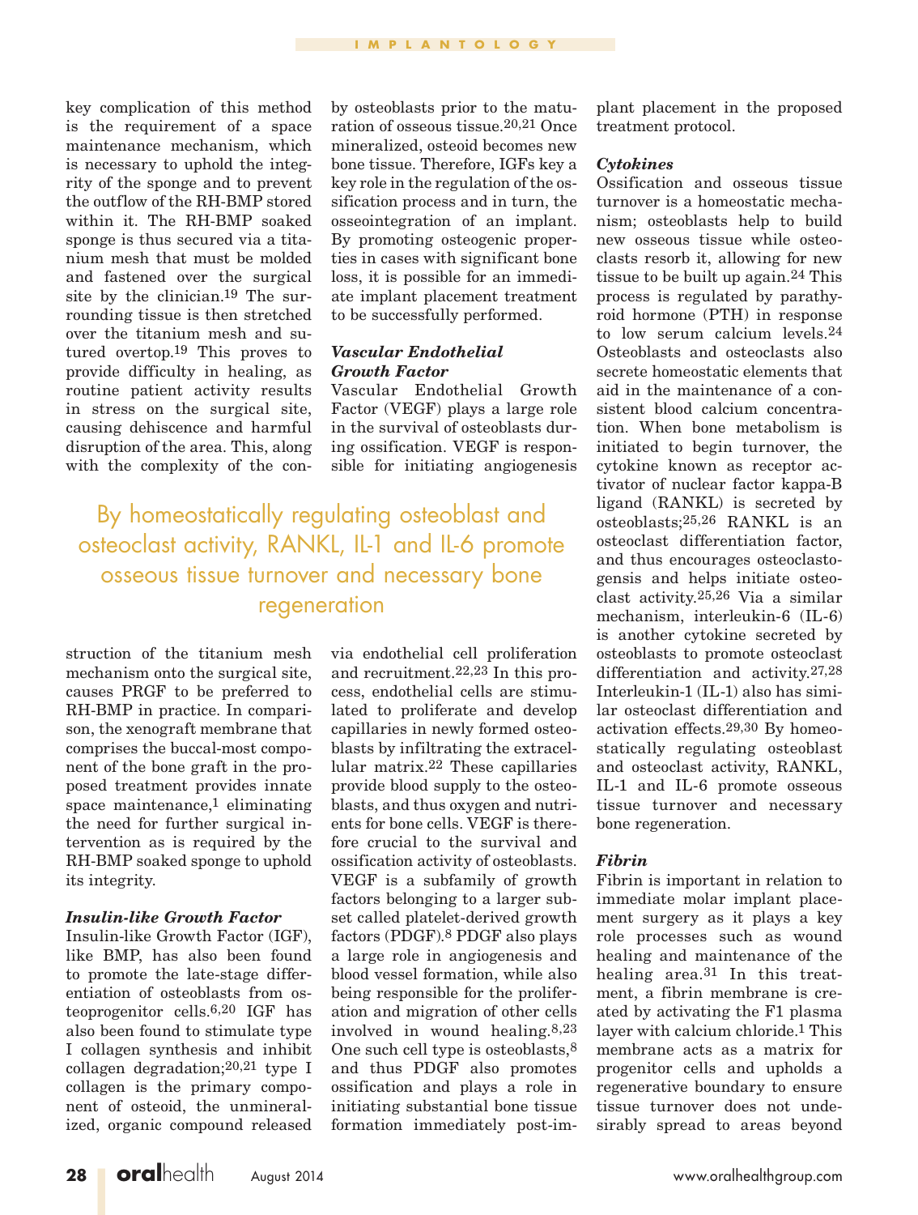key complication of this method is the requirement of a space maintenance mechanism, which is necessary to uphold the integrity of the sponge and to prevent the outflow of the RH-BMP stored within it. The RH-BMP soaked sponge is thus secured via a titanium mesh that must be molded and fastened over the surgical site by the clinician.[19] The surrounding tissue is then stretched over the titanium mesh and sutured overtop.[19] This proves to provide difficulty in healing, as routine patient activity results in stress on the surgical site, causing dehiscence and harmful disruption of the area. This, along with the complexity of the construction of the titanium mesh mechanism onto the surgical site, causes PRGF to be preferred to RH-BMP in practice. In comparison, the xenograft membrane that comprises the buccal-most component of the bone graft in the proposed treatment provides innate space maintenance,[1] eliminating the need for further surgical intervention as is required by the RH-BMP soaked sponge to uphold its integrity.

### *Insulin-like Growth Factor*

Insulin-like Growth Factor (IGF), like BMP, has also been found to promote the late-stage differentiation of osteoblasts from osteoprogenitor cells.[6,20] IGF has also been found to stimulate type I collagen synthesis and inhibit collagen degradation;[20,21] type I collagen is the primary component of osteoid, the unmineralized, organic compound released by osteoblasts prior to the maturation of osseous tissue.[20,21] Once mineralized, osteoid becomes new bone tissue. Therefore, IGFs key a key role in the regulation of the ossification process and in turn, the osseointegration of an implant. By promoting osteogenic properties in cases with significant bone loss, it is possible for an immediate implant placement treatment to be successfully performed.

### *Vascular Endothelial Growth Factor*

Vascular Endothelial Growth Factor (VEGF) plays a large role in the survival of osteoblasts during ossification. VEGF is responsible for initiating angiogenesis via endothelial cell proliferation and recruitment.[22,23] In this process, endothelial cells are stimulated to proliferate and develop capillaries in newly formed osteoblasts by infiltrating the extracellular matrix.[22] These capillaries provide blood supply to the osteoblasts, and thus oxygen and nutrients for bone cells. VEGF is therefore crucial to the survival and ossification activity of osteoblasts. VEGF is a subfamily of growth factors belonging to a larger subset called platelet-derived growth factors (PDGF).[8] PDGF also plays a large role in angiogenesis and blood vessel formation, while also being responsible for the proliferation and migration of other cells involved in wound healing.[8,23] One such cell type is osteoblasts,[8] and thus PDGF also promotes ossification and plays a role in initiating substantial bone tissue formation immediately post-implant placement in the proposed treatment protocol.

> By homeostatically regulating osteoblast and osteoclast activity, RANKL, IL-1 and IL-6 promote osseous tissue turnover and necessary bone regeneration

### *Cytokines*

Ossification and osseous tissue turnover is a homeostatic mechanism; osteoblasts help to build new osseous tissue while osteoclasts resorb it, allowing for new tissue to be built up again.[24] This process is regulated by parathyroid hormone (PTH) in response to low serum calcium levels.[24] Osteoblasts and osteoclasts also secrete homeostatic elements that aid in the maintenance of a consistent blood calcium concentration. When bone metabolism is initiated to begin turnover, the cytokine known as receptor activator of nuclear factor kappa-B ligand (RANKL) is secreted by osteoblasts;[25,26] RANKL is an osteoclast differentiation factor, and thus encourages osteoclastogensis and helps initiate osteoclast activity.[25,26] Via a similar mechanism, interleukin-6 (IL-6) is another cytokine secreted by osteoblasts to promote osteoclast differentiation and activity.[27,28] Interleukin-1 (IL-1) also has similar osteoclast differentiation and activation effects.[29,30] By homeostatically regulating osteoblast and osteoclast activity, RANKL, IL-1 and IL-6 promote osseous tissue turnover and necessary bone regeneration.

### *Fibrin*

Fibrin is important in relation to immediate molar implant placement surgery as it plays a key role processes such as wound healing and maintenance of the healing area.[31] In this treatment, a fibrin membrane is created by activating the F1 plasma layer with calcium chloride.[1] This membrane acts as a matrix for progenitor cells and upholds a regenerative boundary to ensure tissue turnover does not undesirably spread to areas beyond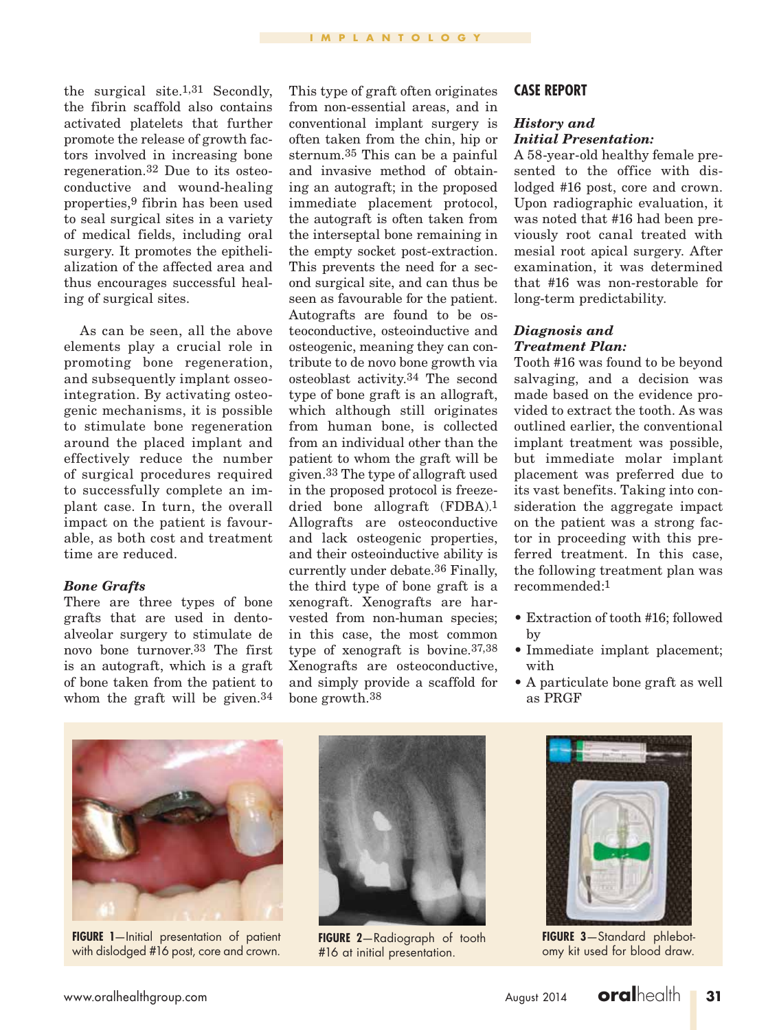the surgical site.[1,31] Secondly, the fibrin scaffold also contains activated platelets that further promote the release of growth factors involved in increasing bone regeneration.[32] Due to its osteoconductive and wound-healing properties,[9] fibrin has been used to seal surgical sites in a variety of medical fields, including oral surgery. It promotes the epithelialization of the affected area and thus encourages successful healing of surgical sites.

As can be seen, all the above elements play a crucial role in promoting bone regeneration, and subsequently implant osseointegration. By activating osteogenic mechanisms, it is possible to stimulate bone regeneration around the placed implant and effectively reduce the number of surgical procedures required to successfully complete an implant case. In turn, the overall impact on the patient is favourable, as both cost and treatment time are reduced.

### *Bone Grafts*

There are three types of bone grafts that are used in dentoalveolar surgery to stimulate de novo bone turnover.[33] The first is an autograft, which is a graft of bone taken from the patient to whom the graft will be given.[34] This type of graft often originates from non-essential areas, and in conventional implant surgery is often taken from the chin, hip or sternum.[35] This can be a painful and invasive method of obtaining an autograft; in the proposed immediate placement protocol, the autograft is often taken from the interseptal bone remaining in the empty socket post-extraction. This prevents the need for a second surgical site, and can thus be seen as favourable for the patient. Autografts are found to be osteoconductive, osteoinductive and osteogenic, meaning they can contribute to de novo bone growth via osteoblast activity.[34] The second type of bone graft is an allograft, which although still originates from human bone, is collected from an individual other than the patient to whom the graft will be given.[33] The type of allograft used in the proposed protocol is freeze-dried bone allograft (FDBA).[1] Allografts are osteoconductive and lack osteogenic properties, and their osteoinductive ability is currently under debate.[36] Finally, the third type of bone graft is a xenograft. Xenografts are harvested from non-human species; in this case, the most common type of xenograft is bovine.[37,38] Xenografts are osteoconductive, and simply provide a scaffold for bone growth.[38]

## CASE REPORT

### *History and Initial Presentation:*

A 58-year-old healthy female presented to the office with dislodged #16 post, core and crown. Upon radiographic evaluation, it was noted that #16 had been previously root canal treated with mesial root apical surgery. After examination, it was determined that #16 was non-restorable for long-term predictability.

### *Diagnosis and Treatment Plan:*

Tooth #16 was found to be beyond salvaging, and a decision was made based on the evidence provided to extract the tooth. As was outlined earlier, the conventional implant treatment was possible, but immediate molar implant placement was preferred due to its vast benefits. Taking into consideration the aggregate impact on the patient was a strong factor in proceeding with this preferred treatment. In this case, the following treatment plan was recommended:[1]

- Extraction of tooth #16; followed by
- Immediate implant placement; with
- A particulate bone graft as well as PRGF

**FIGURE 1**—Initial presentation of patient with dislodged #16 post, core and crown.

**FIGURE 2**—Radiograph of tooth #16 at initial presentation.

**FIGURE 3**—Standard phlebotomy kit used for blood draw.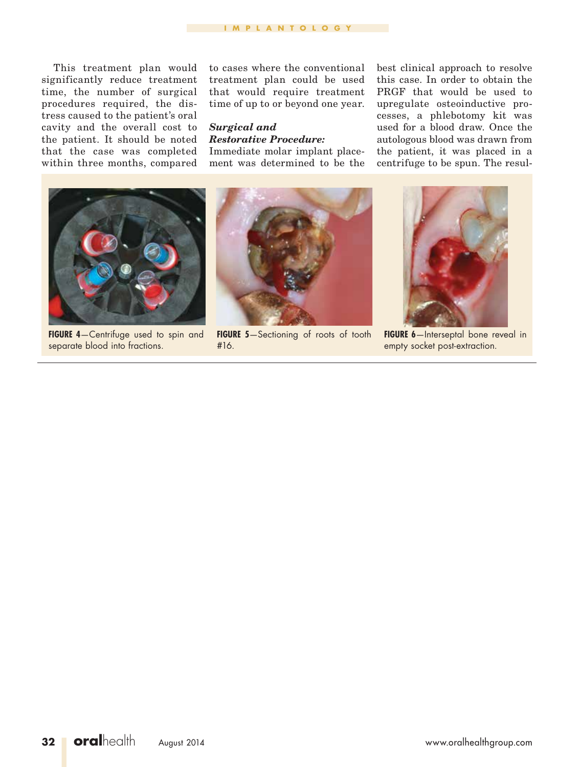This treatment plan would significantly reduce treatment time, the number of surgical procedures required, the distress caused to the patient's oral cavity and the overall cost to the patient. It should be noted that the case was completed within three months, compared to cases where the conventional treatment plan could be used that would require treatment time of up to or beyond one year.

***Surgical and Restorative Procedure:***

Immediate molar implant placement was determined to be the best clinical approach to resolve this case. In order to obtain the PRGF that would be used to upregulate osteoinductive processes, a phlebotomy kit was used for a blood draw. Once the autologous blood was drawn from the patient, it was placed in a centrifuge to be spun. The resul-

**FIGURE 4**—Centrifuge used to spin and separate blood into fractions.

**FIGURE 5**—Sectioning of roots of tooth #16.

**FIGURE 6**—Interseptal bone reveal in empty socket post-extraction.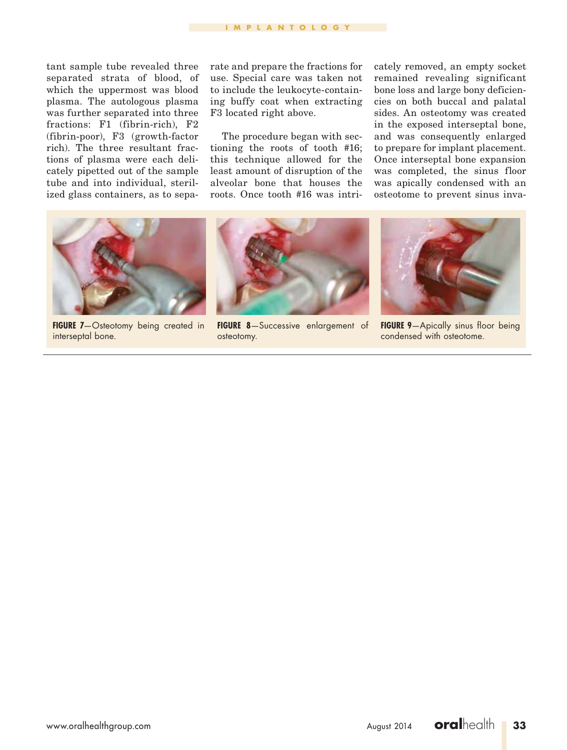tant sample tube revealed three separated strata of blood, of which the uppermost was blood plasma. The autologous plasma was further separated into three fractions: F1 (fibrin-rich), F2 (fibrin-poor), F3 (growth-factor rich). The three resultant fractions of plasma were each delicately pipetted out of the sample tube and into individual, sterilized glass containers, as to separate and prepare the fractions for use. Special care was taken not to include the leukocyte-containing buffy coat when extracting F3 located right above.

The procedure began with sectioning the roots of tooth #16; this technique allowed for the least amount of disruption of the alveolar bone that houses the roots. Once tooth #16 was intricately removed, an empty socket remained revealing significant bone loss and large bony deficiencies on both buccal and palatal sides. An osteotomy was created in the exposed interseptal bone, and was consequently enlarged to prepare for implant placement. Once interseptal bone expansion was completed, the sinus floor was apically condensed with an osteotome to prevent sinus inva-

**FIGURE 7**—Osteotomy being created in interseptal bone.

**FIGURE 8**—Successive enlargement of osteotomy.

**FIGURE 9**—Apically sinus floor being condensed with osteotome.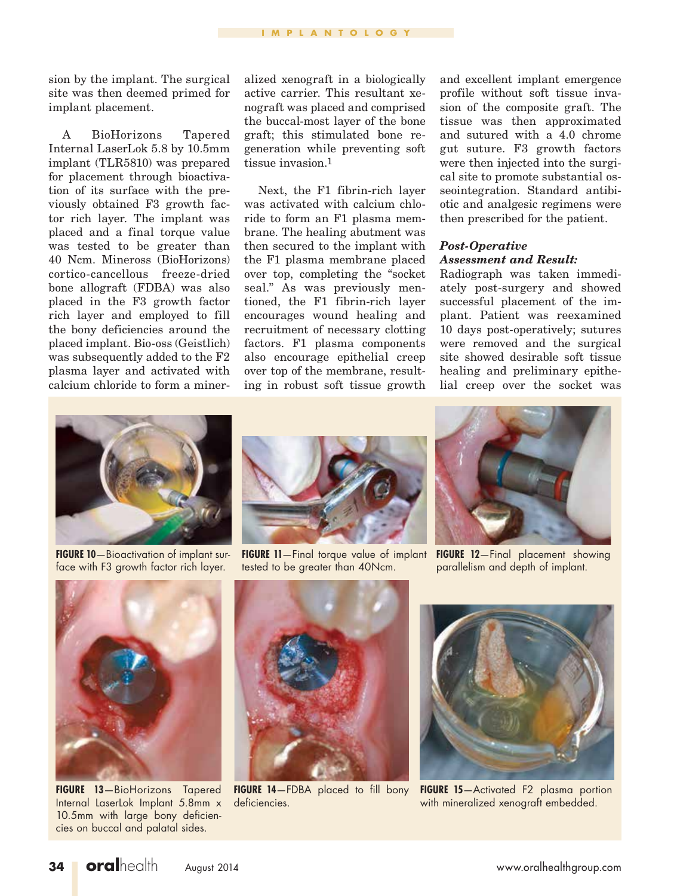sion by the implant. The surgical site was then deemed primed for implant placement.

A BioHorizons Tapered Internal LaserLok 5.8 by 10.5mm implant (TLR5810) was prepared for placement through bioactivation of its surface with the previously obtained F3 growth factor rich layer. The implant was placed and a final torque value was tested to be greater than 40 Ncm. Mineross (BioHorizons) cortico-cancellous freeze-dried bone allograft (FDBA) was also placed in the F3 growth factor rich layer and employed to fill the bony deficiencies around the placed implant. Bio-oss (Geistlich) was subsequently added to the F2 plasma layer and activated with calcium chloride to form a mineralized xenograft in a biologically active carrier. This resultant xenograft was placed and comprised the buccal-most layer of the bone graft; this stimulated bone regeneration while preventing soft tissue invasion.[1]

Next, the F1 fibrin-rich layer was activated with calcium chloride to form an F1 plasma membrane. The healing abutment was then secured to the implant with the F1 plasma membrane placed over top, completing the "socket seal." As was previously mentioned, the F1 fibrin-rich layer encourages wound healing and recruitment of necessary clotting factors. F1 plasma components also encourage epithelial creep over top of the membrane, resulting in robust soft tissue growth and excellent implant emergence profile without soft tissue invasion of the composite graft. The tissue was then approximated and sutured with a 4.0 chrome gut suture. F3 growth factors were then injected into the surgical site to promote substantial osseointegration. Standard antibiotic and analgesic regimens were then prescribed for the patient.

### *Post-Operative Assessment and Result:*

Radiograph was taken immediately post-surgery and showed successful placement of the implant. Patient was reexamined 10 days post-operatively; sutures were removed and the surgical site showed desirable soft tissue healing and preliminary epithelial creep over the socket was

**FIGURE 10**—Bioactivation of implant surface with F3 growth factor rich layer.

**FIGURE 11**—Final torque value of implant tested to be greater than 40Ncm.

**FIGURE 12**—Final placement showing parallelism and depth of implant.

**FIGURE 13**—BioHorizons Tapered Internal LaserLok Implant 5.8mm x 10.5mm with large bony deficiencies on buccal and palatal sides.

**FIGURE 14**—FDBA placed to fill bony deficiencies.

**FIGURE 15**—Activated F2 plasma portion with mineralized xenograft embedded.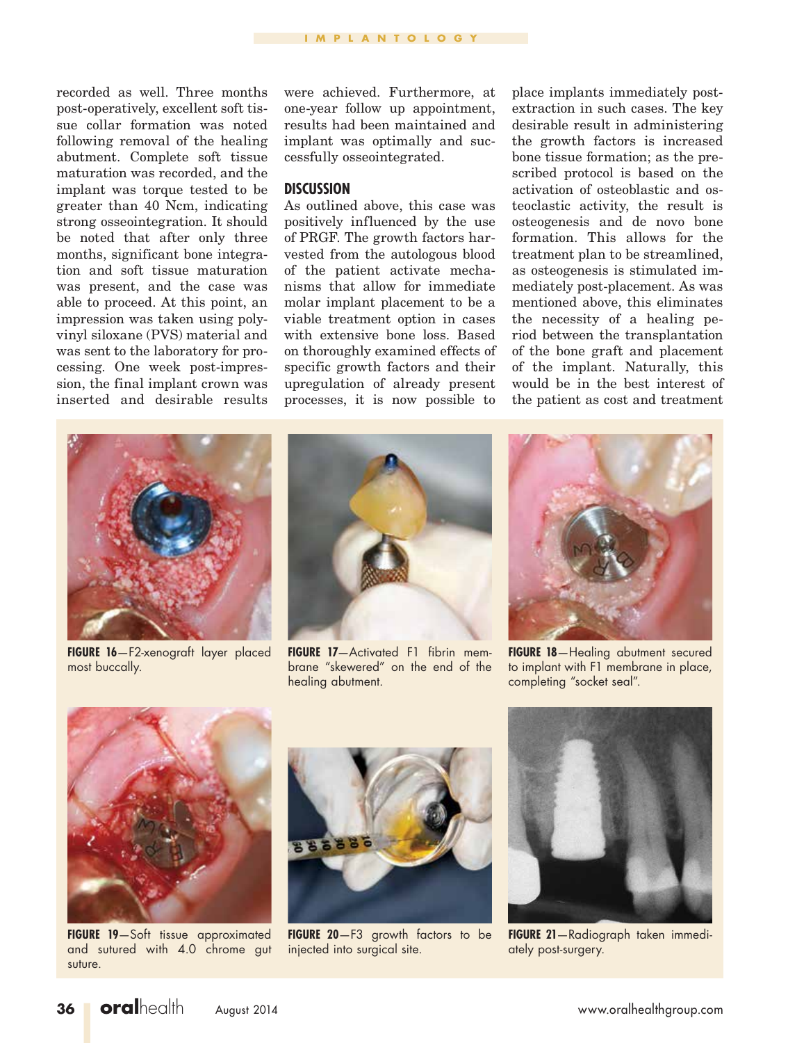recorded as well. Three months post-operatively, excellent soft tissue collar formation was noted following removal of the healing abutment. Complete soft tissue maturation was recorded, and the implant was torque tested to be greater than 40 Ncm, indicating strong osseointegration. It should be noted that after only three months, significant bone integration and soft tissue maturation was present, and the case was able to proceed. At this point, an impression was taken using polyvinyl siloxane (PVS) material and was sent to the laboratory for processing. One week post-impression, the final implant crown was inserted and desirable results were achieved. Furthermore, at one-year follow up appointment, results had been maintained and implant was optimally and successfully osseointegrated.

## DISCUSSION

As outlined above, this case was positively influenced by the use of PRGF. The growth factors harvested from the autologous blood of the patient activate mechanisms that allow for immediate molar implant placement to be a viable treatment option in cases with extensive bone loss. Based on thoroughly examined effects of specific growth factors and their upregulation of already present processes, it is now possible to place implants immediately post-extraction in such cases. The key desirable result in administering the growth factors is increased bone tissue formation; as the prescribed protocol is based on the activation of osteoblastic and osteoclastic activity, the result is osteogenesis and de novo bone formation. This allows for the treatment plan to be streamlined, as osteogenesis is stimulated immediately post-placement. As was mentioned above, this eliminates the necessity of a healing period between the transplantation of the bone graft and placement of the implant. Naturally, this would be in the best interest of the patient as cost and treatment

**FIGURE 16**—F2-xenograft layer placed most buccally.

**FIGURE 17**—Activated F1 fibrin membrane "skewered" on the end of the healing abutment.

**FIGURE 18**—Healing abutment secured to implant with F1 membrane in place, completing "socket seal".

**FIGURE 19**—Soft tissue approximated and sutured with 4.0 chrome gut suture.

**FIGURE 20**—F3 growth factors to be injected into surgical site.

**FIGURE 21**—Radiograph taken immediately post-surgery.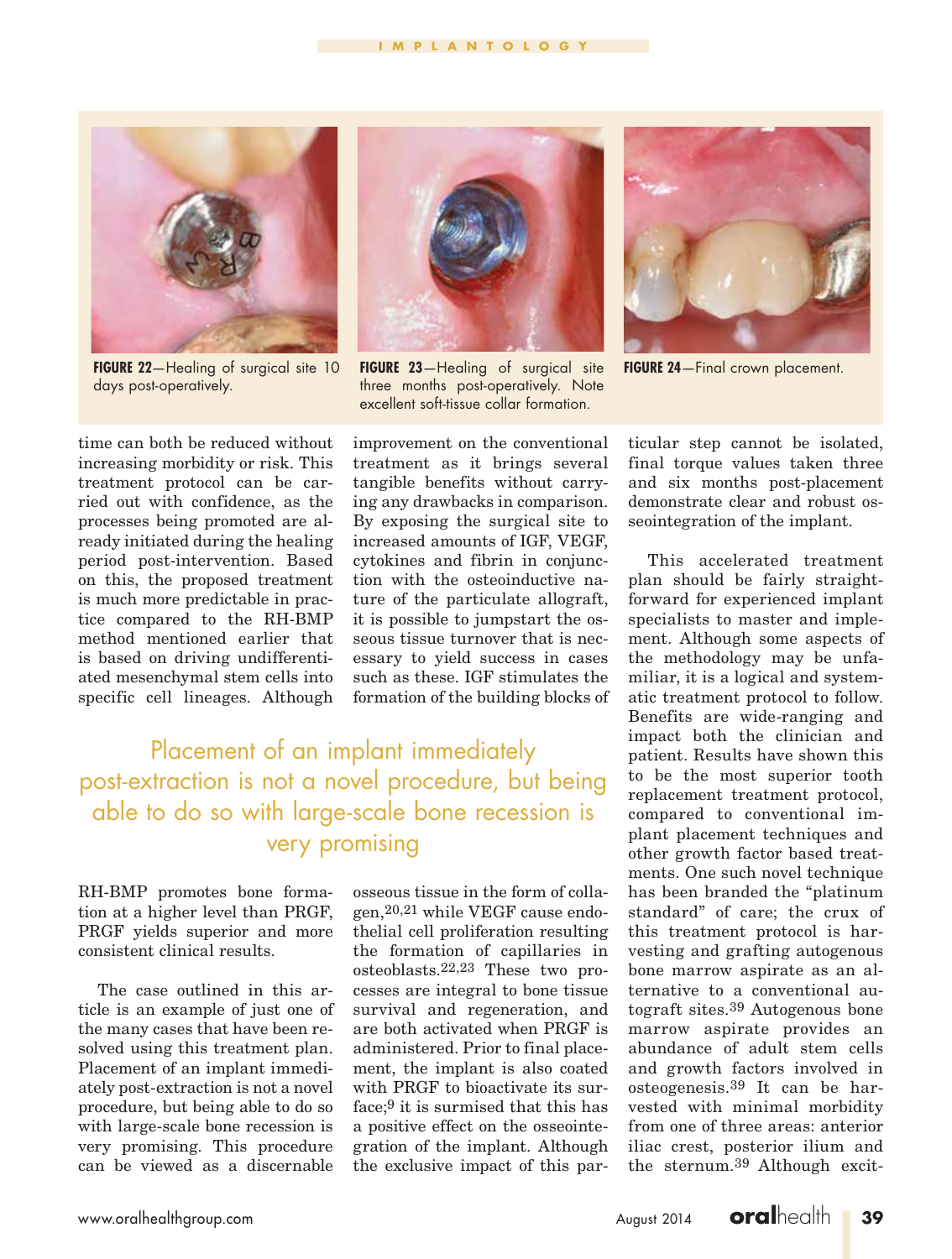FIGURE 22—Healing of surgical site 10 days post-operatively.

FIGURE 23—Healing of surgical site three months post-operatively. Note excellent soft-tissue collar formation.

FIGURE 24—Final crown placement.

time can both be reduced without increasing morbidity or risk. This treatment protocol can be carried out with confidence, as the processes being promoted are already initiated during the healing period post-intervention. Based on this, the proposed treatment is much more predictable in practice compared to the RH-BMP method mentioned earlier that is based on driving undifferentiated mesenchymal stem cells into specific cell lineages. Although RH-BMP promotes bone formation at a higher level than PRGF, PRGF yields superior and more consistent clinical results.

> Placement of an implant immediately post-extraction is not a novel procedure, but being able to do so with large-scale bone recession is very promising

The case outlined in this article is an example of just one of the many cases that have been resolved using this treatment plan. Placement of an implant immediately post-extraction is not a novel procedure, but being able to do so with large-scale bone recession is very promising. This procedure can be viewed as a discernable improvement on the conventional treatment as it brings several tangible benefits without carrying any drawbacks in comparison. By exposing the surgical site to increased amounts of IGF, VEGF, cytokines and fibrin in conjunction with the osteoinductive nature of the particulate allograft, it is possible to jumpstart the osseous tissue turnover that is necessary to yield success in cases such as these. IGF stimulates the formation of the building blocks of osseous tissue in the form of collagen,[20,21] while VEGF cause endothelial cell proliferation resulting the formation of capillaries in osteoblasts.[22,23] These two processes are integral to bone tissue survival and regeneration, and are both activated when PRGF is administered. Prior to final placement, the implant is also coated with PRGF to bioactivate its surface;[9] it is surmised that this has a positive effect on the osseointegration of the implant. Although the exclusive impact of this particular step cannot be isolated, final torque values taken three and six months post-placement demonstrate clear and robust osseointegration of the implant.

This accelerated treatment plan should be fairly straightforward for experienced implant specialists to master and implement. Although some aspects of the methodology may be unfamiliar, it is a logical and systematic treatment protocol to follow. Benefits are wide-ranging and impact both the clinician and patient. Results have shown this to be the most superior tooth replacement treatment protocol, compared to conventional implant placement techniques and other growth factor based treatments. One such novel technique has been branded the "platinum standard" of care; the crux of this treatment protocol is harvesting and grafting autogenous bone marrow aspirate as an alternative to a conventional autograft sites.[39] Autogenous bone marrow aspirate provides an abundance of adult stem cells and growth factors involved in osteogenesis.[39] It can be harvested with minimal morbidity from one of three areas: anterior iliac crest, posterior ilium and the sternum.[39] Although excit-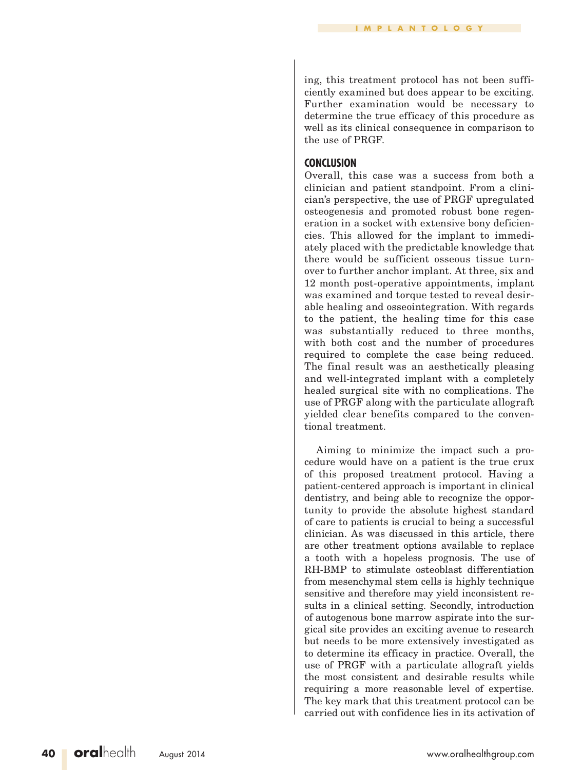ing, this treatment protocol has not been sufficiently examined but does appear to be exciting. Further examination would be necessary to determine the true efficacy of this procedure as well as its clinical consequence in comparison to the use of PRGF.

## CONCLUSION

Overall, this case was a success from both a clinician and patient standpoint. From a clinician's perspective, the use of PRGF upregulated osteogenesis and promoted robust bone regeneration in a socket with extensive bony deficiencies. This allowed for the implant to immediately placed with the predictable knowledge that there would be sufficient osseous tissue turnover to further anchor implant. At three, six and 12 month post-operative appointments, implant was examined and torque tested to reveal desirable healing and osseointegration. With regards to the patient, the healing time for this case was substantially reduced to three months, with both cost and the number of procedures required to complete the case being reduced. The final result was an aesthetically pleasing and well-integrated implant with a completely healed surgical site with no complications. The use of PRGF along with the particulate allograft yielded clear benefits compared to the conventional treatment.

Aiming to minimize the impact such a procedure would have on a patient is the true crux of this proposed treatment protocol. Having a patient-centered approach is important in clinical dentistry, and being able to recognize the opportunity to provide the absolute highest standard of care to patients is crucial to being a successful clinician. As was discussed in this article, there are other treatment options available to replace a tooth with a hopeless prognosis. The use of RH-BMP to stimulate osteoblast differentiation from mesenchymal stem cells is highly technique sensitive and therefore may yield inconsistent results in a clinical setting. Secondly, introduction of autogenous bone marrow aspirate into the surgical site provides an exciting avenue to research but needs to be more extensively investigated as to determine its efficacy in practice. Overall, the use of PRGF with a particulate allograft yields the most consistent and desirable results while requiring a more reasonable level of expertise. The key mark that this treatment protocol can be carried out with confidence lies in its activation of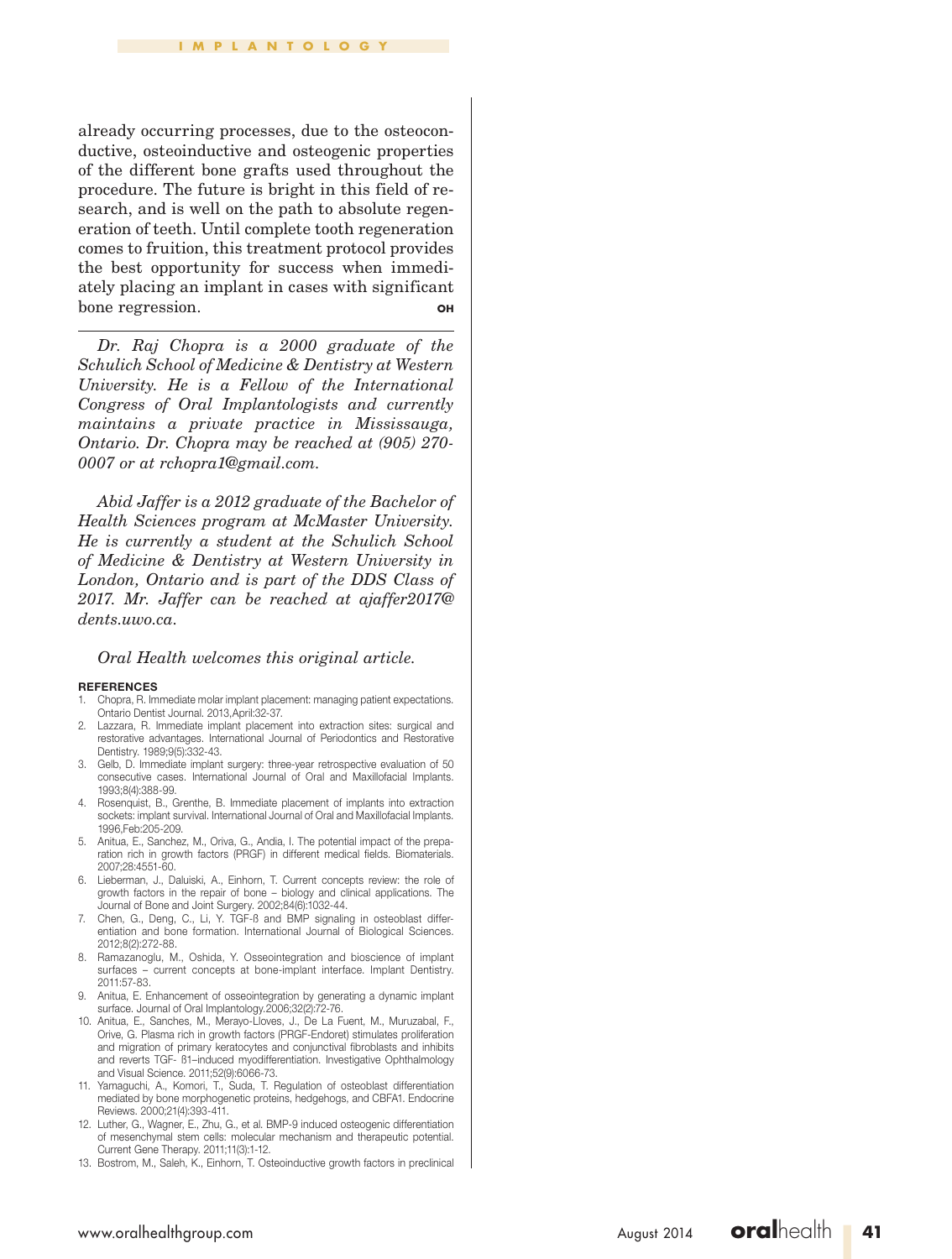already occurring processes, due to the osteoconductive, osteoinductive and osteogenic properties of the different bone grafts used throughout the procedure. The future is bright in this field of research, and is well on the path to absolute regeneration of teeth. Until complete tooth regeneration comes to fruition, this treatment protocol provides the best opportunity for success when immediately placing an implant in cases with significant bone regression. **OH**

---

*Dr. Raj Chopra is a 2000 graduate of the Schulich School of Medicine & Dentistry at Western University. He is a Fellow of the International Congress of Oral Implantologists and currently maintains a private practice in Mississauga, Ontario. Dr. Chopra may be reached at (905) 270-0007 or at rchopra1@gmail.com.*

*Abid Jaffer is a 2012 graduate of the Bachelor of Health Sciences program at McMaster University. He is currently a student at the Schulich School of Medicine & Dentistry at Western University in London, Ontario and is part of the DDS Class of 2017. Mr. Jaffer can be reached at ajaffer2017@dents.uwo.ca.*

*Oral Health welcomes this original article.*

**REFERENCES**

1. Chopra, R. Immediate molar implant placement: managing patient expectations. Ontario Dentist Journal. 2013,April:32-37.
2. Lazzara, R. Immediate implant placement into extraction sites: surgical and restorative advantages. International Journal of Periodontics and Restorative Dentistry. 1989;9(5):332-43.
3. Gelb, D. Immediate implant surgery: three-year retrospective evaluation of 50 consecutive cases. International Journal of Oral and Maxillofacial Implants. 1993;8(4):388-99.
4. Rosenquist, B., Grenthe, B. Immediate placement of implants into extraction sockets: implant survival. International Journal of Oral and Maxillofacial Implants. 1996,Feb:205-209.
5. Anitua, E., Sanchez, M., Oriva, G., Andia, I. The potential impact of the preparation rich in growth factors (PRGF) in different medical fields. Biomaterials. 2007;28:4551-60.
6. Lieberman, J., Daluiski, A., Einhorn, T. Current concepts review: the role of growth factors in the repair of bone – biology and clinical applications. The Journal of Bone and Joint Surgery. 2002;84(6):1032-44.
7. Chen, G., Deng, C., Li, Y. TGF-ß and BMP signaling in osteoblast differentiation and bone formation. International Journal of Biological Sciences. 2012;8(2):272-88.
8. Ramazanoglu, M., Oshida, Y. Osseointegration and bioscience of implant surfaces – current concepts at bone-implant interface. Implant Dentistry. 2011:57-83.
9. Anitua, E. Enhancement of osseointegration by generating a dynamic implant surface. Journal of Oral Implantology.2006;32(2):72-76.
10. Anitua, E., Sanches, M., Merayo-Lloves, J., De La Fuent, M., Muruzabal, F., Orive, G. Plasma rich in growth factors (PRGF-Endoret) stimulates proliferation and migration of primary keratocytes and conjunctival fibroblasts and inhibits and reverts TGF- ß1–induced myodifferentiation. Investigative Ophthalmology and Visual Science. 2011;52(9):6066-73.
11. Yamaguchi, A., Komori, T., Suda, T. Regulation of osteoblast differentiation mediated by bone morphogenetic proteins, hedgehogs, and CBFA1. Endocrine Reviews. 2000;21(4):393-411.
12. Luther, G., Wagner, E., Zhu, G., et al. BMP-9 induced osteogenic differentiation of mesenchymal stem cells: molecular mechanism and therapeutic potential. Current Gene Therapy. 2011;11(3):1-12.
13. Bostrom, M., Saleh, K., Einhorn, T. Osteoinductive growth factors in preclinical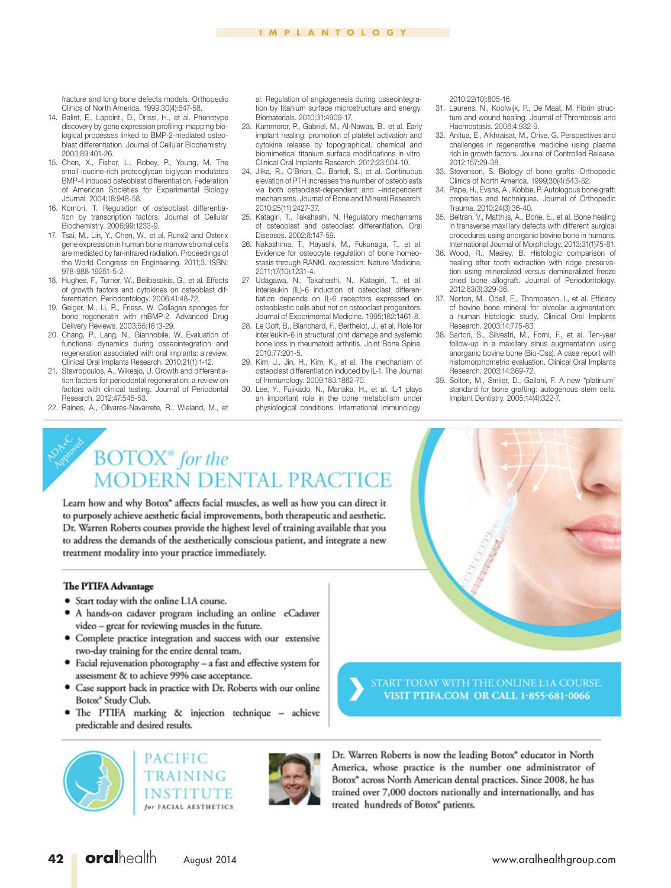fracture and long bone defects models. Orthopedic Clinics of North America. 1999;30(4):647-58.

14. Balint, E., Lapoint., D., Drissi, H., et al. Phenotype discovery by gene expression profiling: mapping biological processes linked to BMP-2-mediated osteoblast differentiation. Journal of Cellular Biochemistry. 2003;89:401-26.
15. Chen, X., Fisher, L., Robey, P., Young, M. The small leucine-rich proteoglycan biglycan modulates BMP-4 induced osteoblast differentiation. Federation of American Societies for Experimental Biology Journal. 2004;18:948-58.
16. Komori, T. Regulation of osteoblast differentiation by transcription factors. Journal of Cellular Biochemistry. 2006;99:1233-9.
17. Tsai, M., Lin, Y., Chen, W., et al. Runx2 and Osterix gene expression in human bone marrow stromal cells are mediated by far-infrared radiation. Proceedings of the World Congress on Engineering. 2011;3. ISBN: 978-988-19251-5-2.
18. Hughes, F., Turner, W., Belibasakis, G., et al. Effects of growth factors and cytokines on osteoblast differentiation. Periodontology. 2006;41:48-72.
19. Geiger, M., Li, R., Friess, W. Collagen sponges for bone regeneratin with rhBMP-2. Advanced Drug Delivery Reviews. 2003;55:1613-29.
20. Chang, P., Lang, N., Giannobile, W. Evaluation of functional dynamics during osseointegration and regeneration associated with oral implants: a review. Clinical Oral Implants Research. 2010;21(1):1-12.
21. Stavropoulos, A., Wikesjo, U. Growth and differentiation factors for periodontal regeneration: a review on factors with clinical testing. Journal of Periodontal Research. 2012;47:545-53.
22. Raines, A., Olivares-Navarrete, R., Wieland, M., et al. Regulation of angiogenesis during osseointegration by titanium surface microstructure and energy. Biomaterials. 2010;31:4909-17.
23. Kammerer, P., Gabriel, M., Al-Nawas, B., et al. Early implant healing: promotion of platelet activation and cytokine release by topographical, chemical and biomimetical titanium surface modifications in vitro. Clinical Oral Implants Research. 2012;23:504-10.
24. Jilka, R., O'Brien, C., Bartell, S., et al. Continuous elevation of PTH increases the number of osteoblasts via both osteoclast-dependent and –independent mechanisms. Journal of Bone and Mineral Research. 2010;25(11):2427-37.
25. Katagiri, T., Takahashi, N. Regulatory mechanisms of osteoblast and osteoclast differentiation. Oral Diseases. 2002;8:147-59.
26. Nakashima, T., Hayashi, M., Fukunaga, T., et al. Evidence for osteocyte regulation of bone homeostasis through RANKL expression. Nature Medicine. 2011;17(10):1231-4.
27. Udagawa, N., Takahashi, N., Katagiri, T., et al. Interleukin (IL)-6 induction of osteoclast differentiation depends on IL-6 receptors expressed on osteoblastic cells abut not on osteoclast progenitors. Journal of Experimental Medicine. 1995;182:1461-8.
28. Le Goff, B., Blanchard, F., Berthelot, J., et al. Role for interleukin-6 in structural joint damage and systemic bone loss in rheumatoid arthritis. Joint Bone Spine. 2010;77:201-5.
29. Kim, J., Jin, H., Kim, K., et al. The mechanism of osteoclast differentiation induced by IL-1. The Journal of Immunology. 2009;183:1862-70.
30. Lee, Y., Fujikado, N., Manaka, H., et al. IL-1 plays an important role in the bone metabolism under physiological conditions. International Immunology. 2010;22(10):805-16.
31. Laurens, N., Koolwijk, P., De Maat, M. Fibrin structure and wound healing. Journal of Thrombosis and Haemostasis. 2006;4:932-9.
32. Anitua, E., Alkhraisat, M., Orive, G. Perspectives and challenges in regenerative medicine using plasma rich in growth factors. Journal of Controlled Release. 2012;157:29-38.
33. Stevenson, S. Biology of bone grafts. Orthopedic Clinics of North America. 1999;30(4):543-52.
34. Pape, H., Evans, A., Kobbe, P. Autologous bone graft: properties and techniques. Journal of Orthopedic Trauma. 2010;24(3):36-40.
35. Beltran, V., Matthijs, A., Borie, E., et al. Bone healing in transverse maxillary defects with different surgical procedures using anorganic bovine bone in humans. International Journal of Morphology. 2013;31(1)75-81.
36. Wood, R., Mealey, B. Histologic comparison of healing after tooth extraction with ridge preservation using mineralized versus demineralized freeze dried bone allograft. Journal of Periodontology. 2012;83(3):329-36.
37. Norton, M., Odell, E., Thompason, I., et al. Efficacy of bovine bone mineral for alveolar augmentation: a human histologic study. Clinical Oral Implants Research. 2003;14:775-83.
38. Sartori, S., Silvestri, M., Forni, F., et al. Ten-year follow-up in a maxillary sinus augmentation using anorganic bovine bone (Bio-Oss). A case report with histomorphometric evaluation. Clinical Oral Implants Research. 2003;14:369-72.
39. Solton, M., Smiler, D., Gailani, F. A new "platinum" standard for bone grafting: autogenous stem cells. Implant Dentistry. 2005;14(4):322-7.

ADA•C Approved

# BOTOX® *for the* MODERN DENTAL PRACTICE

Learn how and why Botox® affects facial muscles, as well as how you can direct it to purposely achieve aesthetic facial improvements, both therapeutic and aesthetic. Dr. Warren Roberts courses provide the highest level of training available that you to address the demands of the aesthetically conscious patient, and integrate a new treatment modality into your practice immediately.

**The PTIFA Advantage**

- Start today with the online L1A course.
- A hands-on cadaver program including an online eCadaver video – great for reviewing muscles in the future.
- Complete practice integration and success with our extensive two-day training for the entire dental team.
- Facial rejuvenation photography – a fast and effective system for assessment & to achieve 99% case acceptance.
- Case support back in practice with Dr. Roberts with our online Botox® Study Club.
- The PTIFA marking & injection technique – achieve predictable and desired results.

START TODAY WITH THE ONLINE L1A COURSE.
**VISIT PTIFA.COM OR CALL 1-855-681-0066**

PACIFIC TRAINING INSTITUTE *for* FACIAL AESTHETICS

Dr. Warren Roberts is now the leading Botox® educator in North America, whose practice is the number one administrator of Botox® across North American dental practices. Since 2008, he has trained over 7,000 doctors nationally and internationally, and has treated hundreds of Botox® patients.